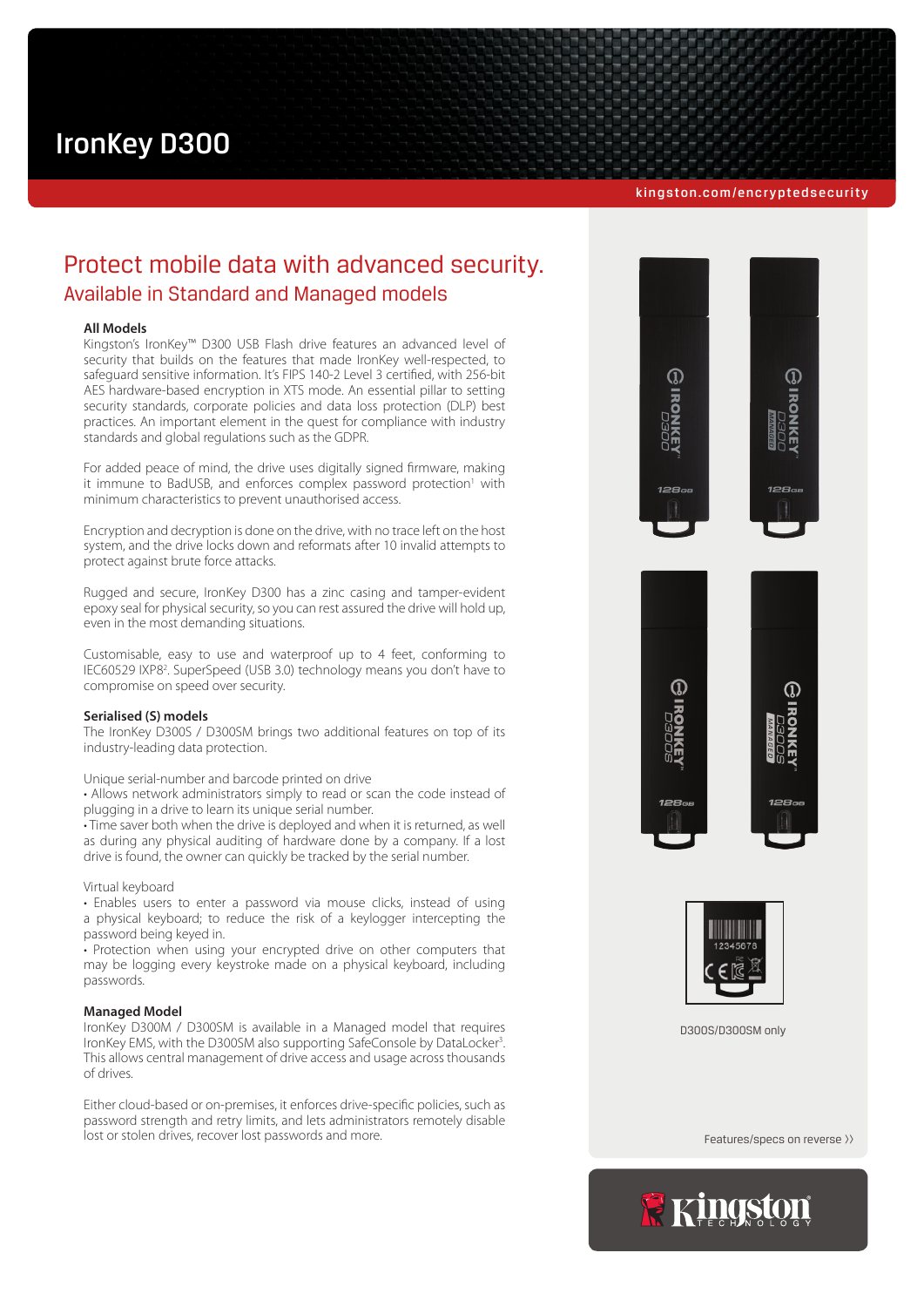# IronKey D300

kingston.com/encryptedsecurity

## Protect mobile data with advanced security.

### Available in Standard and Managed models

**All Models**

Kingston's IronKey™ D300 USB Flash drive features an advanced level of security that builds on the features that made IronKey well-respected, to safeguard sensitive information. It's FIPS 140-2 Level 3 certified, with 256-bit AES hardware-based encryption in XTS mode. An essential pillar to setting security standards, corporate policies and data loss protection (DLP) best practices. An important element in the quest for compliance with industry standards and global regulations such as the GDPR.

For added peace of mind, the drive uses digitally signed firmware, making it immune to BadUSB, and enforces complex password protection[1] with minimum characteristics to prevent unauthorised access.

Encryption and decryption is done on the drive, with no trace left on the host system, and the drive locks down and reformats after 10 invalid attempts to protect against brute force attacks.

Rugged and secure, IronKey D300 has a zinc casing and tamper-evident epoxy seal for physical security, so you can rest assured the drive will hold up, even in the most demanding situations.

Customisable, easy to use and waterproof up to 4 feet, conforming to IEC60529 IXP8[2]. SuperSpeed (USB 3.0) technology means you don't have to compromise on speed over security.

**Serialised (S) models**

The IronKey D300S / D300SM brings two additional features on top of its industry-leading data protection.

Unique serial-number and barcode printed on drive

- Allows network administrators simply to read or scan the code instead of plugging in a drive to learn its unique serial number.
- Time saver both when the drive is deployed and when it is returned, as well as during any physical auditing of hardware done by a company. If a lost drive is found, the owner can quickly be tracked by the serial number.

Virtual keyboard

- Enables users to enter a password via mouse clicks, instead of using a physical keyboard; to reduce the risk of a keylogger intercepting the password being keyed in.
- Protection when using your encrypted drive on other computers that may be logging every keystroke made on a physical keyboard, including passwords.

**Managed Model**

IronKey D300M / D300SM is available in a Managed model that requires IronKey EMS, with the D300SM also supporting SafeConsole by DataLocker[3]. This allows central management of drive access and usage across thousands of drives.

Either cloud-based or on-premises, it enforces drive-specific policies, such as password strength and retry limits, and lets administrators remotely disable lost or stolen drives, recover lost passwords and more.

D300S/D300SM only

Features/specs on reverse ››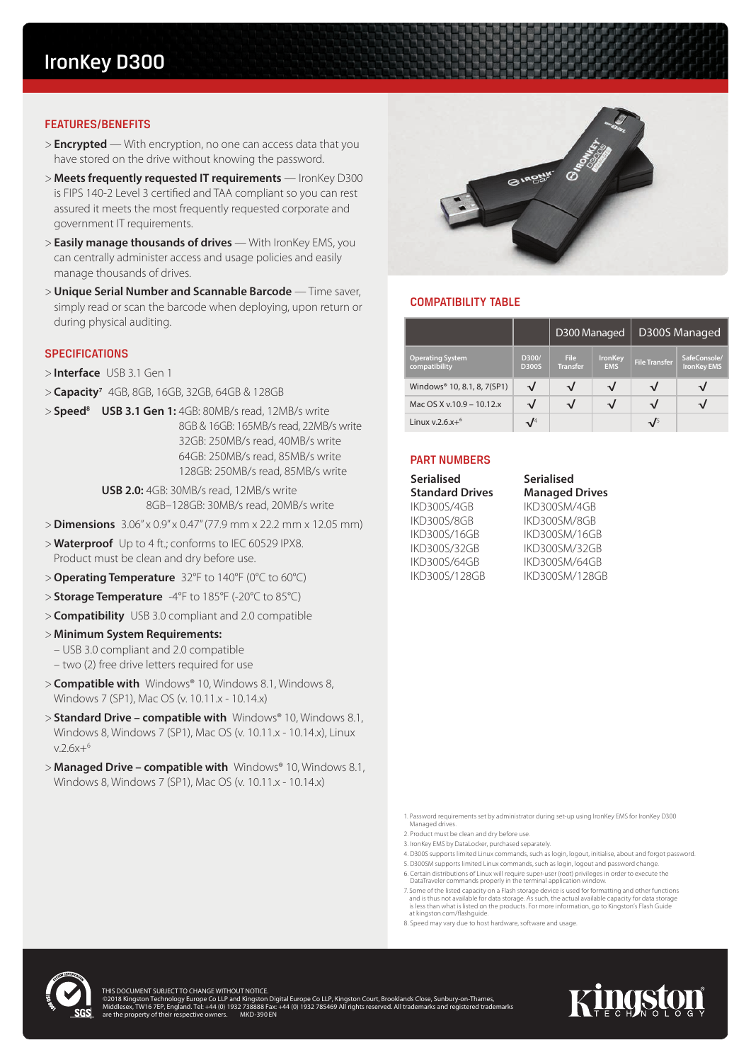# IronKey D300

## FEATURES/BENEFITS

- **Encrypted** — With encryption, no one can access data that you have stored on the drive without knowing the password.
- **Meets frequently requested IT requirements** — IronKey D300 is FIPS 140-2 Level 3 certified and TAA compliant so you can rest assured it meets the most frequently requested corporate and government IT requirements.
- **Easily manage thousands of drives** — With IronKey EMS, you can centrally administer access and usage policies and easily manage thousands of drives.
- **Unique Serial Number and Scannable Barcode** — Time saver, simply read or scan the barcode when deploying, upon return or during physical auditing.

## SPECIFICATIONS

- **Interface** USB 3.1 Gen 1
- **Capacity**[7] 4GB, 8GB, 16GB, 32GB, 64GB & 128GB
- **Speed**[8] **USB 3.1 Gen 1:** 4GB: 80MB/s read, 12MB/s write
  8GB & 16GB: 165MB/s read, 22MB/s write
  32GB: 250MB/s read, 40MB/s write
  64GB: 250MB/s read, 85MB/s write
  128GB: 250MB/s read, 85MB/s write

  **USB 2.0:** 4GB: 30MB/s read, 12MB/s write
  8GB–128GB: 30MB/s read, 20MB/s write
- **Dimensions** 3.06" x 0.9" x 0.47" (77.9 mm x 22.2 mm x 12.05 mm)
- **Waterproof** Up to 4 ft.; conforms to IEC 60529 IPX8. Product must be clean and dry before use.
- **Operating Temperature** 32°F to 140°F (0°C to 60°C)
- **Storage Temperature** -4°F to 185°F (-20°C to 85°C)
- **Compatibility** USB 3.0 compliant and 2.0 compatible
- **Minimum System Requirements:**
  – USB 3.0 compliant and 2.0 compatible
  – two (2) free drive letters required for use
- **Compatible with** Windows® 10, Windows 8.1, Windows 8, Windows 7 (SP1), Mac OS (v. 10.11.x - 10.14.x)
- **Standard Drive – compatible with** Windows® 10, Windows 8.1, Windows 8, Windows 7 (SP1), Mac OS (v. 10.11.x - 10.14.x), Linux v.2.6x+[6]
- **Managed Drive – compatible with** Windows® 10, Windows 8.1, Windows 8, Windows 7 (SP1), Mac OS (v. 10.11.x - 10.14.x)

## COMPATIBILITY TABLE

| | | D300 Managed | | D300S Managed | |
|---|---|---|---|---|---|
| Operating System compatibility | D300/ D300S | File Transfer | IronKey EMS | File Transfer | SafeConsole/ IronKey EMS |
| Windows® 10, 8.1, 8, 7(SP1) | √ | √ | √ | √ | √ |
| Mac OS X v.10.9 – 10.12.x | √ | √ | √ | √ | √ |
| Linux v.2.6.x+[6] | √[4] | | | √[5] | |

## PART NUMBERS

| Serialised Standard Drives | Serialised Managed Drives |
|---|---|
| IKD300S/4GB | IKD300SM/4GB |
| IKD300S/8GB | IKD300SM/8GB |
| IKD300S/16GB | IKD300SM/16GB |
| IKD300S/32GB | IKD300SM/32GB |
| IKD300S/64GB | IKD300SM/64GB |
| IKD300S/128GB | IKD300SM/128GB |

1. Password requirements set by administrator during set-up using IronKey EMS for IronKey D300 Managed drives.
2. Product must be clean and dry before use.
3. IronKey EMS by DataLocker, purchased separately.
4. D300S supports limited Linux commands, such as login, logout, initialise, about and forgot password.
5. D300SM supports limited Linux commands, such as login, logout and password change.
6. Certain distributions of Linux will require super-user (root) privileges in order to execute the DataTraveler commands properly in the terminal application window.
7. Some of the listed capacity on a Flash storage device is used for formatting and other functions and is thus not available for data storage. As such, the actual available capacity for data storage is less than what is listed on the products. For more information, go to Kingston's Flash Guide at kingston.com/flashguide.
8. Speed may vary due to host hardware, software and usage.

THIS DOCUMENT SUBJECT TO CHANGE WITHOUT NOTICE.
©2018 Kingston Technology Europe Co LLP and Kingston Digital Europe Co LLP, Kingston Court, Brooklands Close, Sunbury-on-Thames, Middlesex, TW16 7EP, England. Tel: +44 (0) 1932 738888 Fax: +44 (0) 1932 785469 All rights reserved. All trademarks and registered trademarks are the property of their respective owners. MKD-390 EN